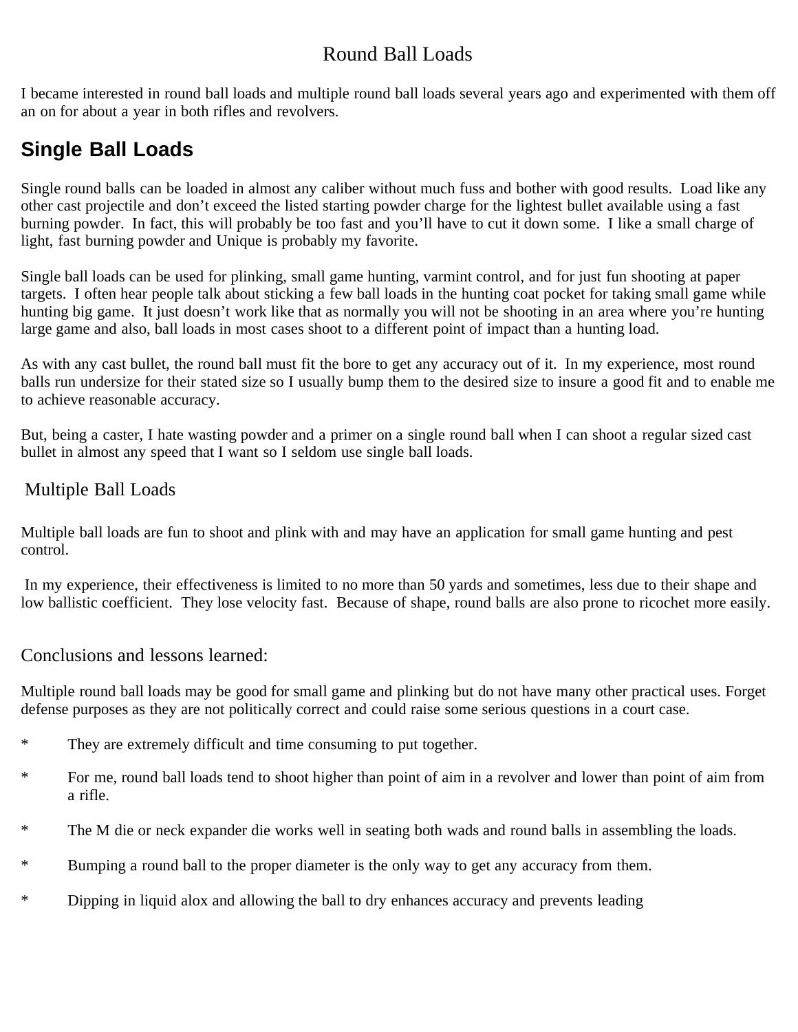# Round Ball Loads

I became interested in round ball loads and multiple round ball loads several years ago and experimented with them off an on for about a year in both rifles and revolvers.

## Single Ball Loads

Single round balls can be loaded in almost any caliber without much fuss and bother with good results. Load like any other cast projectile and don't exceed the listed starting powder charge for the lightest bullet available using a fast burning powder. In fact, this will probably be too fast and you'll have to cut it down some. I like a small charge of light, fast burning powder and Unique is probably my favorite.

Single ball loads can be used for plinking, small game hunting, varmint control, and for just fun shooting at paper targets. I often hear people talk about sticking a few ball loads in the hunting coat pocket for taking small game while hunting big game. It just doesn't work like that as normally you will not be shooting in an area where you're hunting large game and also, ball loads in most cases shoot to a different point of impact than a hunting load.

As with any cast bullet, the round ball must fit the bore to get any accuracy out of it. In my experience, most round balls run undersize for their stated size so I usually bump them to the desired size to insure a good fit and to enable me to achieve reasonable accuracy.

But, being a caster, I hate wasting powder and a primer on a single round ball when I can shoot a regular sized cast bullet in almost any speed that I want so I seldom use single ball loads.

## Multiple Ball Loads

Multiple ball loads are fun to shoot and plink with and may have an application for small game hunting and pest control.

In my experience, their effectiveness is limited to no more than 50 yards and sometimes, less due to their shape and low ballistic coefficient. They lose velocity fast. Because of shape, round balls are also prone to ricochet more easily.

## Conclusions and lessons learned:

Multiple round ball loads may be good for small game and plinking but do not have many other practical uses. Forget defense purposes as they are not politically correct and could raise some serious questions in a court case.

* They are extremely difficult and time consuming to put together.
* For me, round ball loads tend to shoot higher than point of aim in a revolver and lower than point of aim from a rifle.
* The M die or neck expander die works well in seating both wads and round balls in assembling the loads.
* Bumping a round ball to the proper diameter is the only way to get any accuracy from them.
* Dipping in liquid alox and allowing the ball to dry enhances accuracy and prevents leading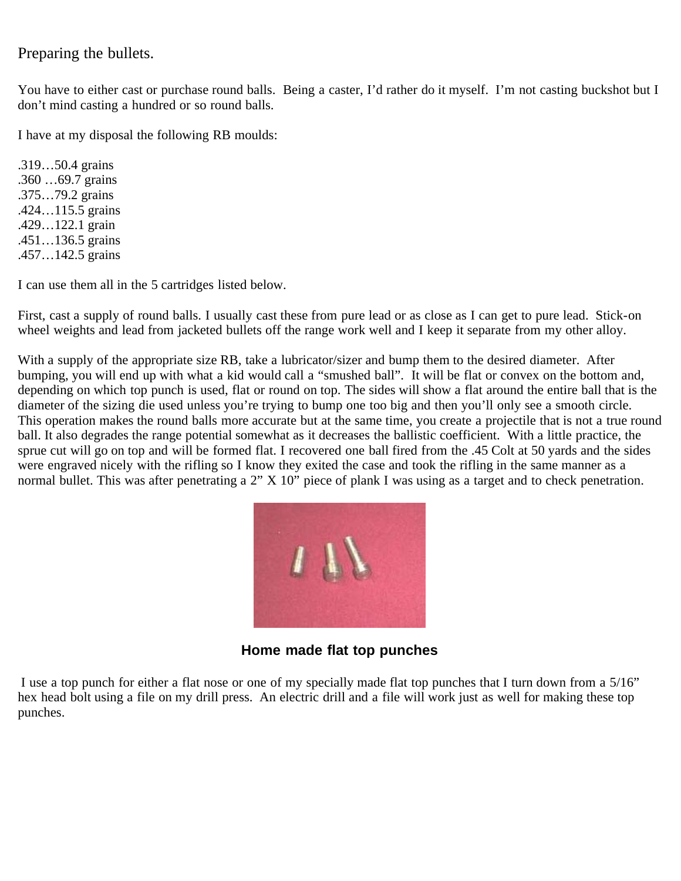Preparing the bullets.

You have to either cast or purchase round balls. Being a caster, I'd rather do it myself. I'm not casting buckshot but I don't mind casting a hundred or so round balls.

I have at my disposal the following RB moulds:

.319…50.4 grains
.360 …69.7 grains
.375…79.2 grains
.424…115.5 grains
.429…122.1 grain
.451…136.5 grains
.457…142.5 grains

I can use them all in the 5 cartridges listed below.

First, cast a supply of round balls. I usually cast these from pure lead or as close as I can get to pure lead. Stick-on wheel weights and lead from jacketed bullets off the range work well and I keep it separate from my other alloy.

With a supply of the appropriate size RB, take a lubricator/sizer and bump them to the desired diameter. After bumping, you will end up with what a kid would call a "smushed ball". It will be flat or convex on the bottom and, depending on which top punch is used, flat or round on top. The sides will show a flat around the entire ball that is the diameter of the sizing die used unless you're trying to bump one too big and then you'll only see a smooth circle. This operation makes the round balls more accurate but at the same time, you create a projectile that is not a true round ball. It also degrades the range potential somewhat as it decreases the ballistic coefficient. With a little practice, the sprue cut will go on top and will be formed flat. I recovered one ball fired from the .45 Colt at 50 yards and the sides were engraved nicely with the rifling so I know they exited the case and took the rifling in the same manner as a normal bullet. This was after penetrating a 2" X 10" piece of plank I was using as a target and to check penetration.

**Home made flat top punches**

I use a top punch for either a flat nose or one of my specially made flat top punches that I turn down from a 5/16" hex head bolt using a file on my drill press. An electric drill and a file will work just as well for making these top punches.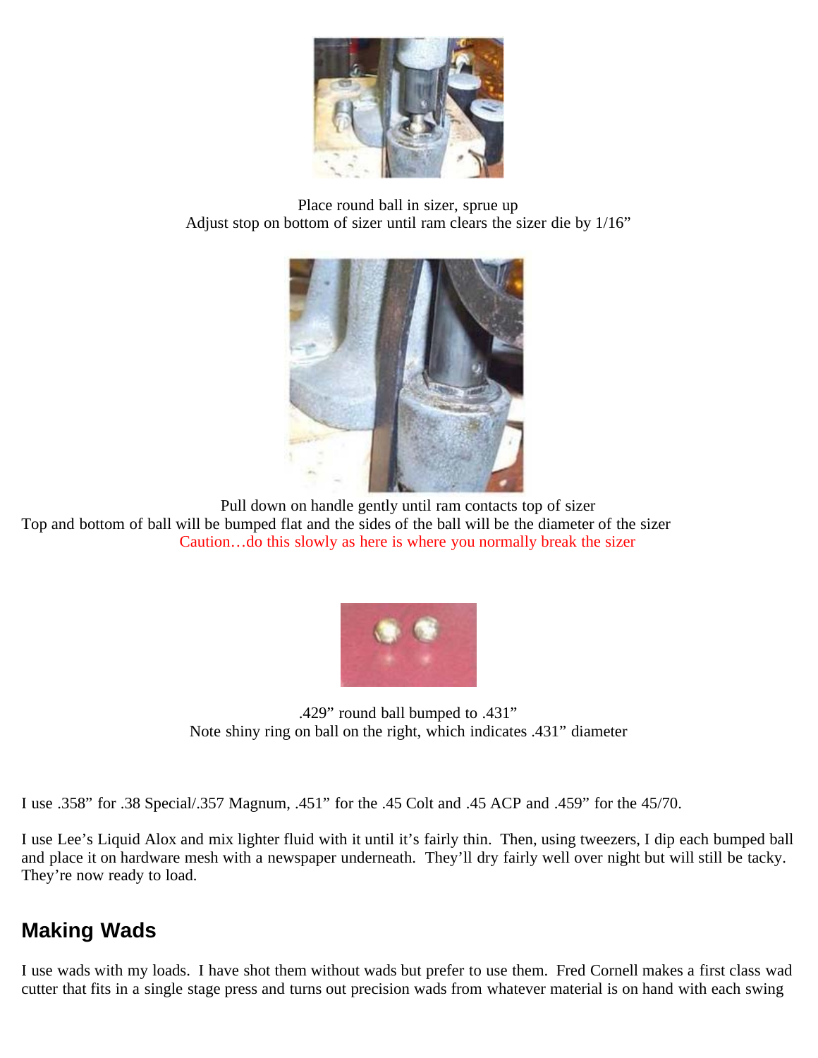Place round ball in sizer, sprue up
Adjust stop on bottom of sizer until ram clears the sizer die by 1/16"

Pull down on handle gently until ram contacts top of sizer
Top and bottom of ball will be bumped flat and the sides of the ball will be the diameter of the sizer
Caution…do this slowly as here is where you normally break the sizer

.429" round ball bumped to .431"
Note shiny ring on ball on the right, which indicates .431" diameter

I use .358" for .38 Special/.357 Magnum, .451" for the .45 Colt and .45 ACP and .459" for the 45/70.

I use Lee's Liquid Alox and mix lighter fluid with it until it's fairly thin. Then, using tweezers, I dip each bumped ball and place it on hardware mesh with a newspaper underneath. They'll dry fairly well over night but will still be tacky. They're now ready to load.

## Making Wads

I use wads with my loads. I have shot them without wads but prefer to use them. Fred Cornell makes a first class wad cutter that fits in a single stage press and turns out precision wads from whatever material is on hand with each swing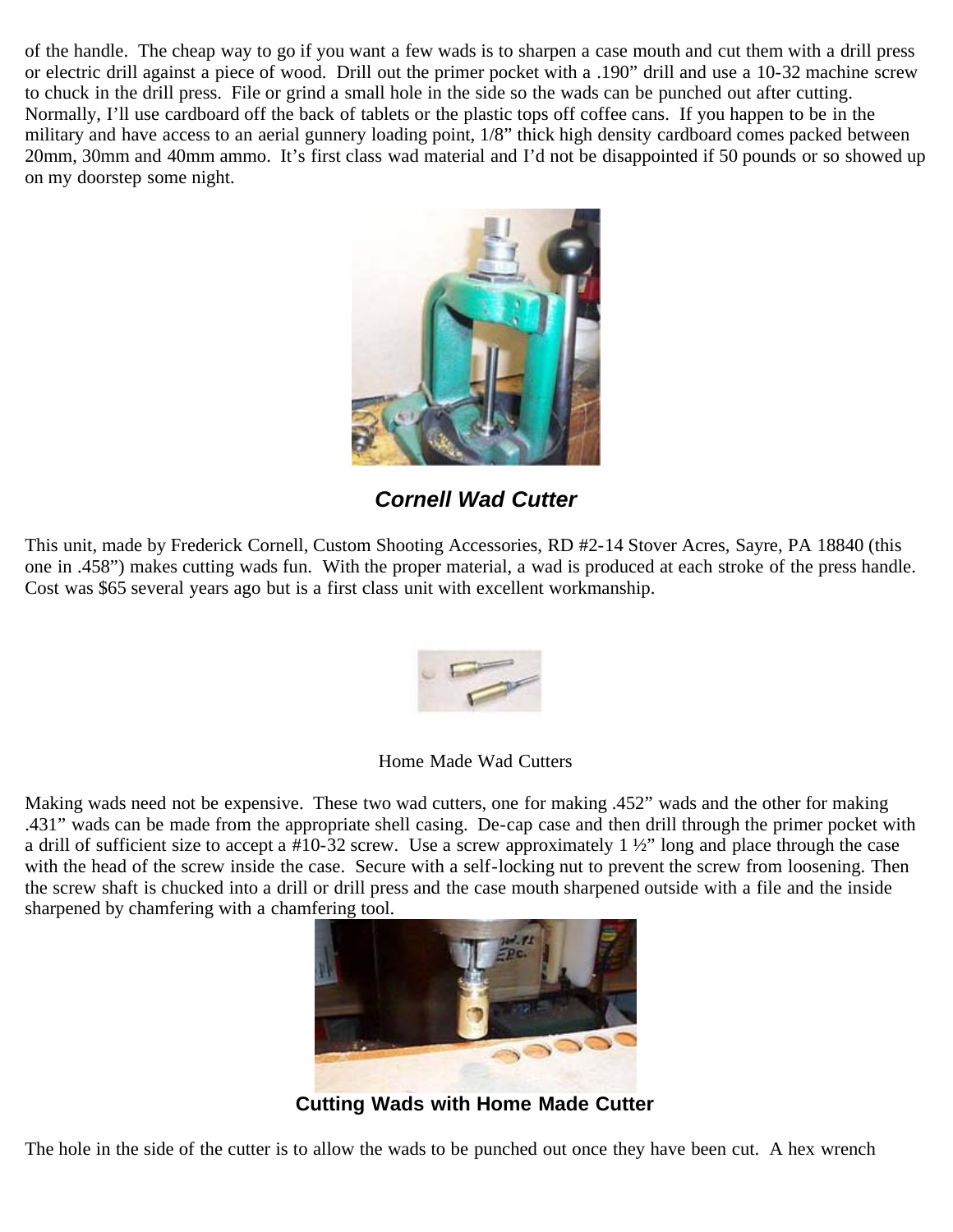of the handle. The cheap way to go if you want a few wads is to sharpen a case mouth and cut them with a drill press or electric drill against a piece of wood. Drill out the primer pocket with a .190" drill and use a 10-32 machine screw to chuck in the drill press. File or grind a small hole in the side so the wads can be punched out after cutting. Normally, I'll use cardboard off the back of tablets or the plastic tops off coffee cans. If you happen to be in the military and have access to an aerial gunnery loading point, 1/8" thick high density cardboard comes packed between 20mm, 30mm and 40mm ammo. It's first class wad material and I'd not be disappointed if 50 pounds or so showed up on my doorstep some night.

***Cornell Wad Cutter***

This unit, made by Frederick Cornell, Custom Shooting Accessories, RD #2-14 Stover Acres, Sayre, PA 18840 (this one in .458") makes cutting wads fun. With the proper material, a wad is produced at each stroke of the press handle. Cost was $65 several years ago but is a first class unit with excellent workmanship.

Home Made Wad Cutters

Making wads need not be expensive. These two wad cutters, one for making .452" wads and the other for making .431" wads can be made from the appropriate shell casing. De-cap case and then drill through the primer pocket with a drill of sufficient size to accept a #10-32 screw. Use a screw approximately 1 ½" long and place through the case with the head of the screw inside the case. Secure with a self-locking nut to prevent the screw from loosening. Then the screw shaft is chucked into a drill or drill press and the case mouth sharpened outside with a file and the inside sharpened by chamfering with a chamfering tool.

**Cutting Wads with Home Made Cutter**

The hole in the side of the cutter is to allow the wads to be punched out once they have been cut. A hex wrench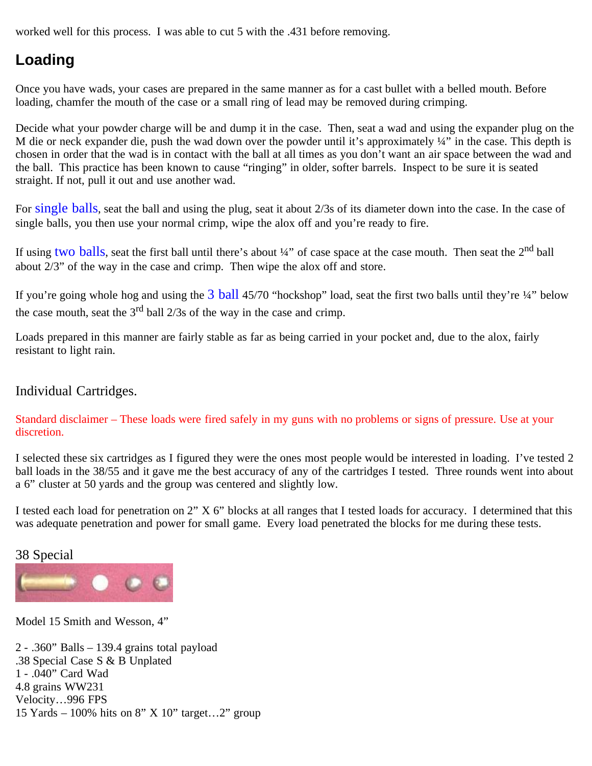worked well for this process. I was able to cut 5 with the .431 before removing.

## Loading

Once you have wads, your cases are prepared in the same manner as for a cast bullet with a belled mouth. Before loading, chamfer the mouth of the case or a small ring of lead may be removed during crimping.

Decide what your powder charge will be and dump it in the case. Then, seat a wad and using the expander plug on the M die or neck expander die, push the wad down over the powder until it's approximately ¼" in the case. This depth is chosen in order that the wad is in contact with the ball at all times as you don't want an air space between the wad and the ball. This practice has been known to cause "ringing" in older, softer barrels. Inspect to be sure it is seated straight. If not, pull it out and use another wad.

For single balls, seat the ball and using the plug, seat it about 2/3s of its diameter down into the case. In the case of single balls, you then use your normal crimp, wipe the alox off and you're ready to fire.

If using two balls, seat the first ball until there's about ¼" of case space at the case mouth. Then seat the 2nd ball about 2/3" of the way in the case and crimp. Then wipe the alox off and store.

If you're going whole hog and using the 3 ball 45/70 "hockshop" load, seat the first two balls until they're ¼" below the case mouth, seat the 3rd ball 2/3s of the way in the case and crimp.

Loads prepared in this manner are fairly stable as far as being carried in your pocket and, due to the alox, fairly resistant to light rain.

## Individual Cartridges.

Standard disclaimer – These loads were fired safely in my guns with no problems or signs of pressure. Use at your discretion.

I selected these six cartridges as I figured they were the ones most people would be interested in loading. I've tested 2 ball loads in the 38/55 and it gave me the best accuracy of any of the cartridges I tested. Three rounds went into about a 6" cluster at 50 yards and the group was centered and slightly low.

I tested each load for penetration on 2" X 6" blocks at all ranges that I tested loads for accuracy. I determined that this was adequate penetration and power for small game. Every load penetrated the blocks for me during these tests.

### 38 Special

Model 15 Smith and Wesson, 4"

2 - .360" Balls – 139.4 grains total payload
.38 Special Case S & B Unplated
1 - .040" Card Wad
4.8 grains WW231
Velocity…996 FPS
15 Yards – 100% hits on 8" X 10" target…2" group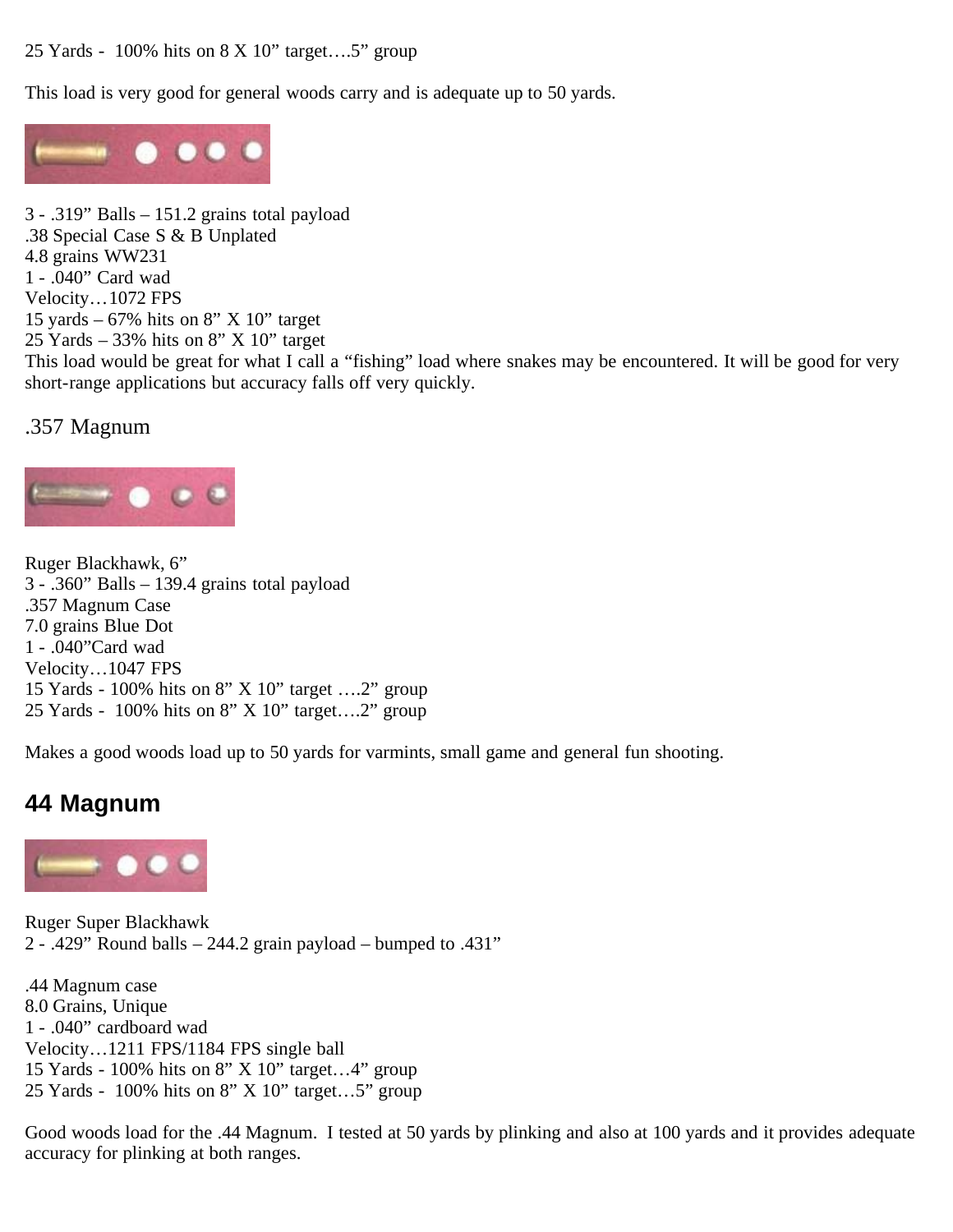25 Yards - 100% hits on 8 X 10" target….5" group

This load is very good for general woods carry and is adequate up to 50 yards.

3 - .319" Balls – 151.2 grains total payload
.38 Special Case S & B Unplated
4.8 grains WW231
1 - .040" Card wad
Velocity…1072 FPS
15 yards – 67% hits on 8" X 10" target
25 Yards – 33% hits on 8" X 10" target
This load would be great for what I call a "fishing" load where snakes may be encountered. It will be good for very short-range applications but accuracy falls off very quickly.

## .357 Magnum

Ruger Blackhawk, 6"
3 - .360" Balls – 139.4 grains total payload
.357 Magnum Case
7.0 grains Blue Dot
1 - .040"Card wad
Velocity…1047 FPS
15 Yards - 100% hits on 8" X 10" target ….2" group
25 Yards - 100% hits on 8" X 10" target….2" group

Makes a good woods load up to 50 yards for varmints, small game and general fun shooting.

## 44 Magnum

Ruger Super Blackhawk
2 - .429" Round balls – 244.2 grain payload – bumped to .431"

.44 Magnum case
8.0 Grains, Unique
1 - .040" cardboard wad
Velocity…1211 FPS/1184 FPS single ball
15 Yards - 100% hits on 8" X 10" target…4" group
25 Yards - 100% hits on 8" X 10" target…5" group

Good woods load for the .44 Magnum. I tested at 50 yards by plinking and also at 100 yards and it provides adequate accuracy for plinking at both ranges.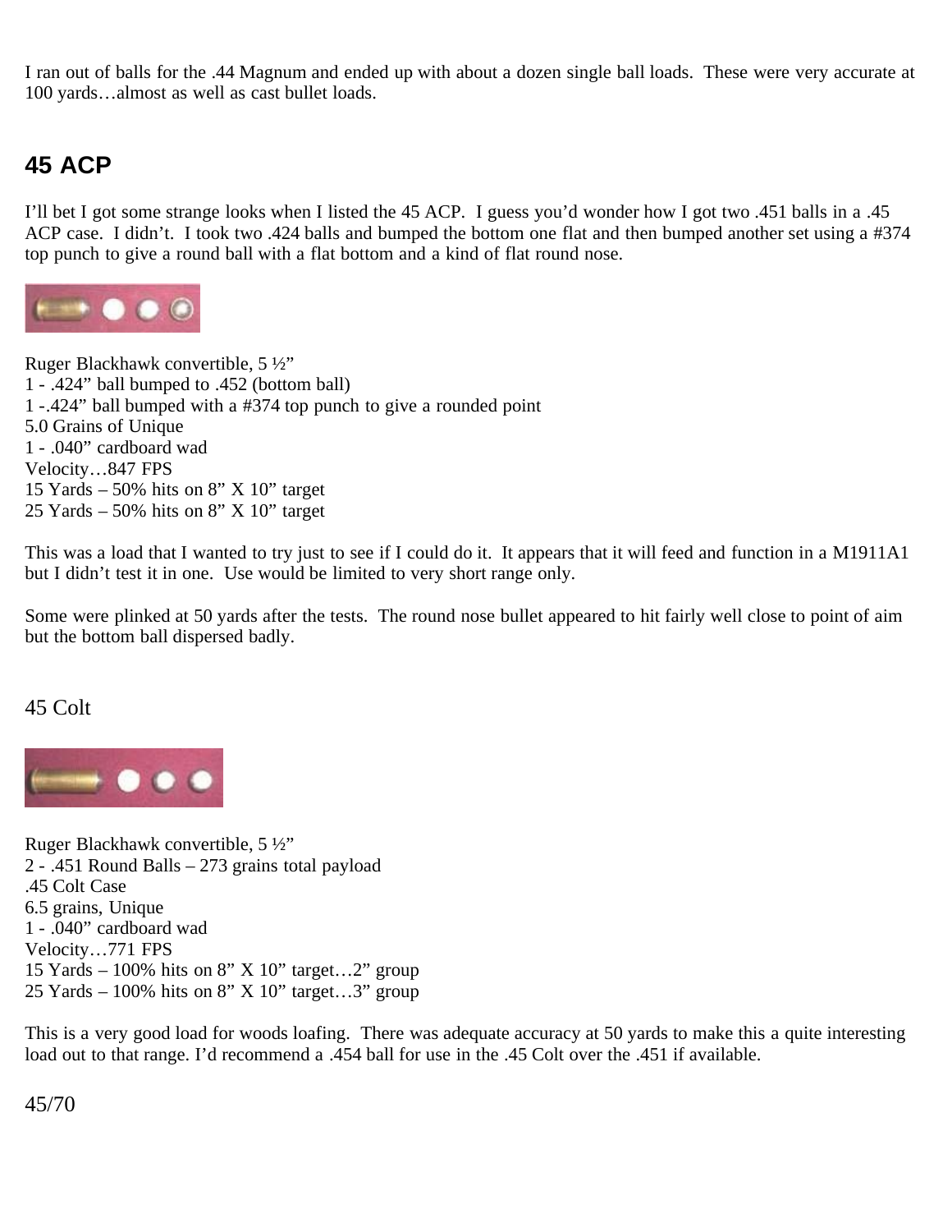I ran out of balls for the .44 Magnum and ended up with about a dozen single ball loads. These were very accurate at 100 yards…almost as well as cast bullet loads.

## 45 ACP

I'll bet I got some strange looks when I listed the 45 ACP. I guess you'd wonder how I got two .451 balls in a .45 ACP case. I didn't. I took two .424 balls and bumped the bottom one flat and then bumped another set using a #374 top punch to give a round ball with a flat bottom and a kind of flat round nose.

Ruger Blackhawk convertible, 5 ½"
1 - .424" ball bumped to .452 (bottom ball)
1 -.424" ball bumped with a #374 top punch to give a rounded point
5.0 Grains of Unique
1 - .040" cardboard wad
Velocity…847 FPS
15 Yards – 50% hits on 8" X 10" target
25 Yards – 50% hits on 8" X 10" target

This was a load that I wanted to try just to see if I could do it. It appears that it will feed and function in a M1911A1 but I didn't test it in one. Use would be limited to very short range only.

Some were plinked at 50 yards after the tests. The round nose bullet appeared to hit fairly well close to point of aim but the bottom ball dispersed badly.

## 45 Colt

Ruger Blackhawk convertible, 5 ½"
2 - .451 Round Balls – 273 grains total payload
.45 Colt Case
6.5 grains, Unique
1 - .040" cardboard wad
Velocity…771 FPS
15 Yards – 100% hits on 8" X 10" target…2" group
25 Yards – 100% hits on 8" X 10" target…3" group

This is a very good load for woods loafing. There was adequate accuracy at 50 yards to make this a quite interesting load out to that range. I'd recommend a .454 ball for use in the .45 Colt over the .451 if available.

## 45/70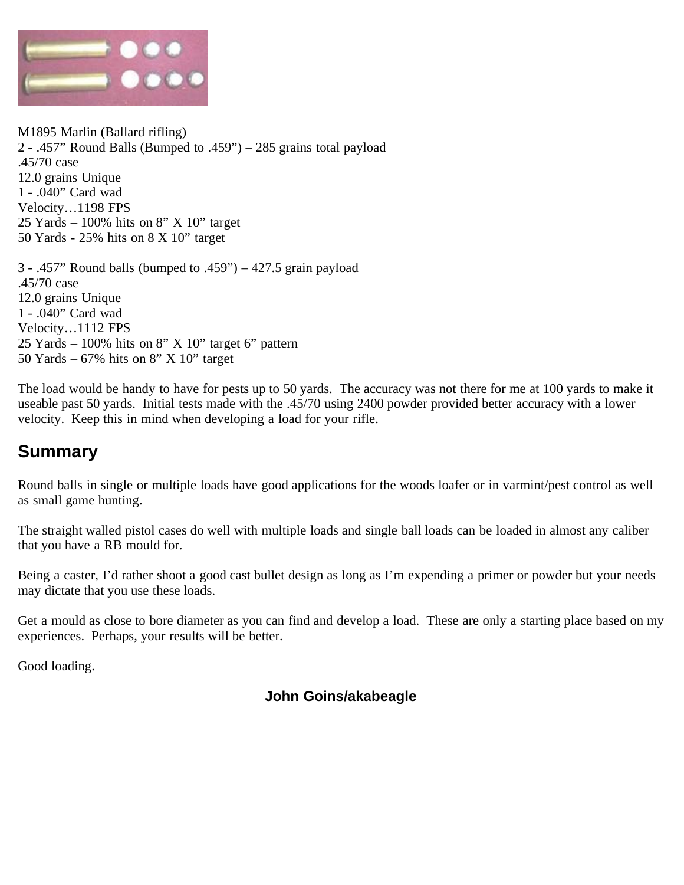M1895 Marlin (Ballard rifling)
2 - .457" Round Balls (Bumped to .459") – 285 grains total payload
.45/70 case
12.0 grains Unique
1 - .040" Card wad
Velocity…1198 FPS
25 Yards – 100% hits on 8" X 10" target
50 Yards - 25% hits on 8 X 10" target

3 - .457" Round balls (bumped to .459") – 427.5 grain payload
.45/70 case
12.0 grains Unique
1 - .040" Card wad
Velocity…1112 FPS
25 Yards – 100% hits on 8" X 10" target 6" pattern
50 Yards – 67% hits on 8" X 10" target

The load would be handy to have for pests up to 50 yards. The accuracy was not there for me at 100 yards to make it useable past 50 yards. Initial tests made with the .45/70 using 2400 powder provided better accuracy with a lower velocity. Keep this in mind when developing a load for your rifle.

## Summary

Round balls in single or multiple loads have good applications for the woods loafer or in varmint/pest control as well as small game hunting.

The straight walled pistol cases do well with multiple loads and single ball loads can be loaded in almost any caliber that you have a RB mould for.

Being a caster, I'd rather shoot a good cast bullet design as long as I'm expending a primer or powder but your needs may dictate that you use these loads.

Get a mould as close to bore diameter as you can find and develop a load. These are only a starting place based on my experiences. Perhaps, your results will be better.

Good loading.

**John Goins/akabeagle**